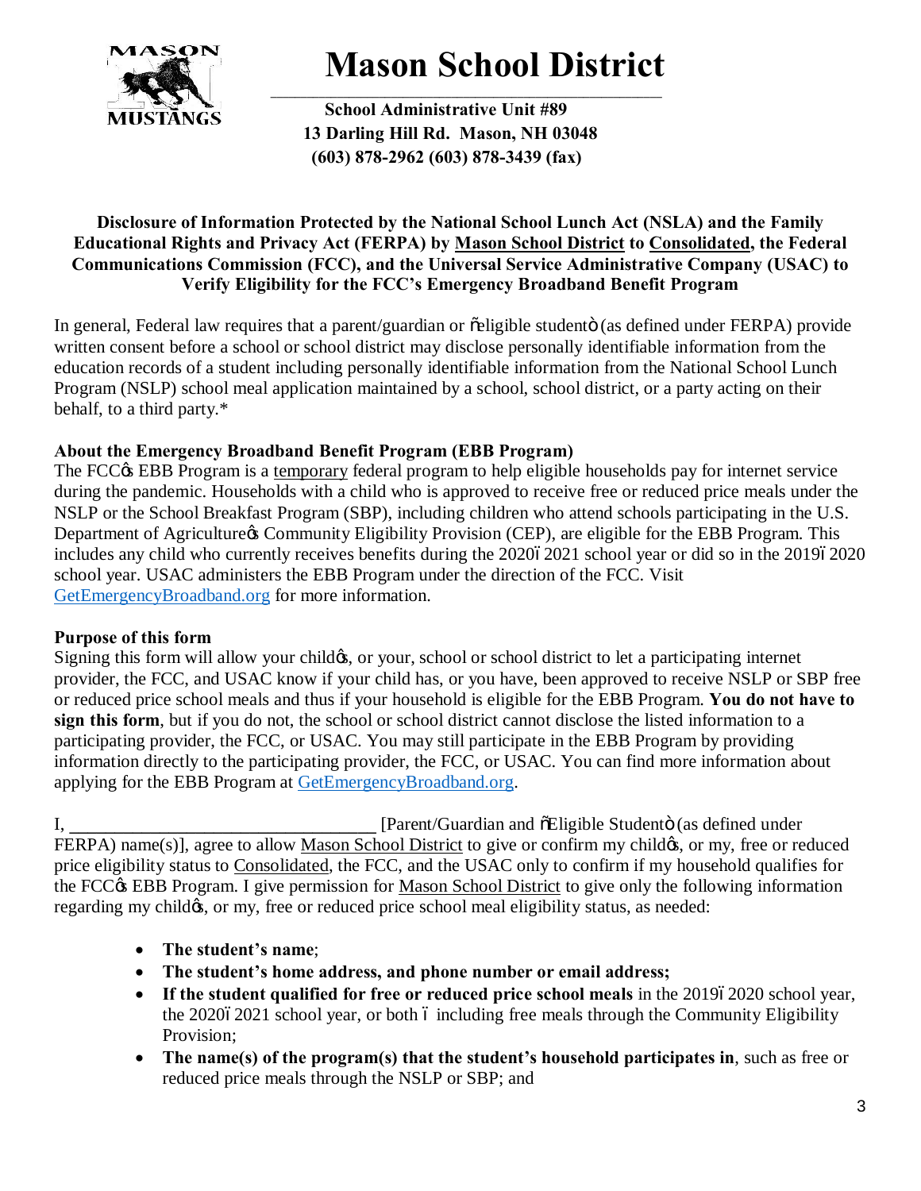# Mason School District

**School Administrative Unit #89**
**13 Darling Hill Rd. Mason, NH 03048**
**(603) 878-2962 (603) 878-3439 (fax)**

**Disclosure of Information Protected by the National School Lunch Act (NSLA) and the Family Educational Rights and Privacy Act (FERPA) by Mason School District to Consolidated, the Federal Communications Commission (FCC), and the Universal Service Administrative Company (USAC) to Verify Eligibility for the FCC's Emergency Broadband Benefit Program**

In general, Federal law requires that a parent/guardian or "eligible student" (as defined under FERPA) provide written consent before a school or school district may disclose personally identifiable information from the education records of a student including personally identifiable information from the National School Lunch Program (NSLP) school meal application maintained by a school, school district, or a party acting on their behalf, to a third party.*

**About the Emergency Broadband Benefit Program (EBB Program)**

The FCC's EBB Program is a temporary federal program to help eligible households pay for internet service during the pandemic. Households with a child who is approved to receive free or reduced price meals under the NSLP or the School Breakfast Program (SBP), including children who attend schools participating in the U.S. Department of Agriculture's Community Eligibility Provision (CEP), are eligible for the EBB Program. This includes any child who currently receives benefits during the 2020–2021 school year or did so in the 2019–2020 school year. USAC administers the EBB Program under the direction of the FCC. Visit GetEmergencyBroadband.org for more information.

**Purpose of this form**

Signing this form will allow your child's, or your, school or school district to let a participating internet provider, the FCC, and USAC know if your child has, or you have, been approved to receive NSLP or SBP free or reduced price school meals and thus if your household is eligible for the EBB Program. **You do not have to sign this form**, but if you do not, the school or school district cannot disclose the listed information to a participating provider, the FCC, or USAC. You may still participate in the EBB Program by providing information directly to the participating provider, the FCC, or USAC. You can find more information about applying for the EBB Program at GetEmergencyBroadband.org.

I, ________________________________ [Parent/Guardian and "Eligible Student" (as defined under FERPA) name(s)], agree to allow Mason School District to give or confirm my child's, or my, free or reduced price eligibility status to Consolidated, the FCC, and the USAC only to confirm if my household qualifies for the FCC's EBB Program. I give permission for Mason School District to give only the following information regarding my child's, or my, free or reduced price school meal eligibility status, as needed:

- **The student's name**;
- **The student's home address, and phone number or email address;**
- **If the student qualified for free or reduced price school meals** in the 2019–2020 school year, the 2020–2021 school year, or both – including free meals through the Community Eligibility Provision;
- **The name(s) of the program(s) that the student's household participates in**, such as free or reduced price meals through the NSLP or SBP; and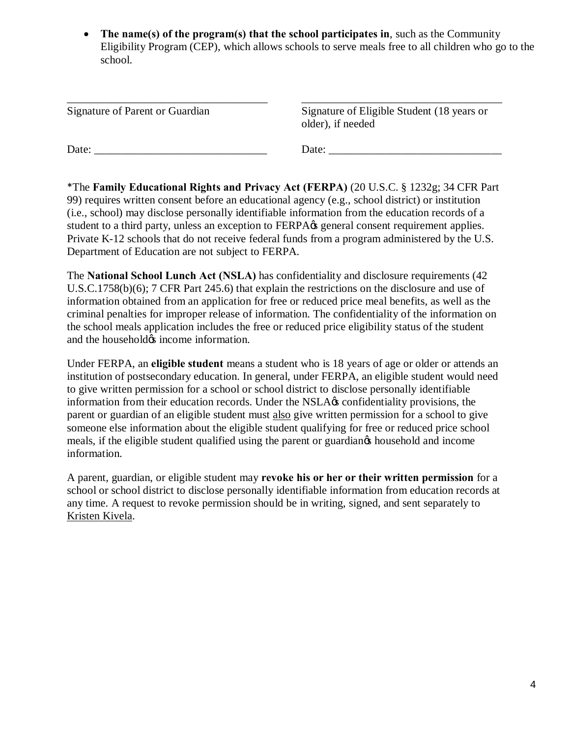- **The name(s) of the program(s) that the school participates in**, such as the Community Eligibility Program (CEP), which allows schools to serve meals free to all children who go to the school.

| | |
|---|---|
| ________________________________ | ________________________________ |
| Signature of Parent or Guardian | Signature of Eligible Student (18 years or older), if needed |
| Date: ___________________________ | Date: ___________________________ |

*The **Family Educational Rights and Privacy Act (FERPA)** (20 U.S.C. § 1232g; 34 CFR Part 99) requires written consent before an educational agency (e.g., school district) or institution (i.e., school) may disclose personally identifiable information from the education records of a student to a third party, unless an exception to FERPA's general consent requirement applies. Private K-12 schools that do not receive federal funds from a program administered by the U.S. Department of Education are not subject to FERPA.

The **National School Lunch Act (NSLA)** has confidentiality and disclosure requirements (42 U.S.C.1758(b)(6); 7 CFR Part 245.6) that explain the restrictions on the disclosure and use of information obtained from an application for free or reduced price meal benefits, as well as the criminal penalties for improper release of information. The confidentiality of the information on the school meals application includes the free or reduced price eligibility status of the student and the household's income information.

Under FERPA, an **eligible student** means a student who is 18 years of age or older or attends an institution of postsecondary education. In general, under FERPA, an eligible student would need to give written permission for a school or school district to disclose personally identifiable information from their education records. Under the NSLA's confidentiality provisions, the parent or guardian of an eligible student must <u>also</u> give written permission for a school to give someone else information about the eligible student qualifying for free or reduced price school meals, if the eligible student qualified using the parent or guardian's household and income information.

A parent, guardian, or eligible student may **revoke his or her or their written permission** for a school or school district to disclose personally identifiable information from education records at any time. A request to revoke permission should be in writing, signed, and sent separately to <u>Kristen Kivela</u>.